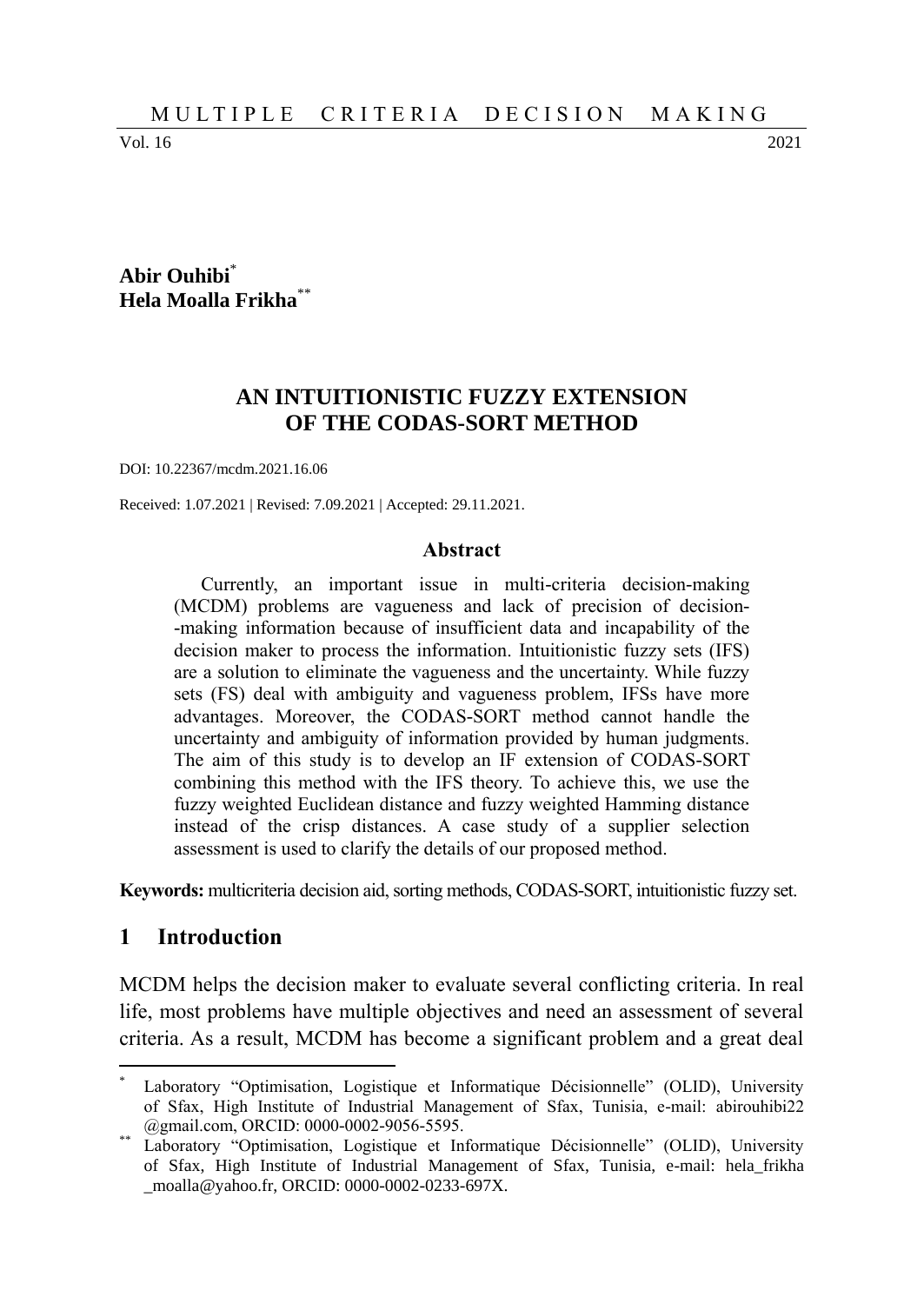Abir Ouhibi[*]
Hela Moalla Frikha[**]

# AN INTUITIONISTIC FUZZY EXTENSION OF THE CODAS-SORT METHOD

DOI: 10.22367/mcdm.2021.16.06

Received: 1.07.2021 | Revised: 7.09.2021 | Accepted: 29.11.2021.

## Abstract

Currently, an important issue in multi-criteria decision-making (MCDM) problems are vagueness and lack of precision of decision-making information because of insufficient data and incapability of the decision maker to process the information. Intuitionistic fuzzy sets (IFS) are a solution to eliminate the vagueness and the uncertainty. While fuzzy sets (FS) deal with ambiguity and vagueness problem, IFSs have more advantages. Moreover, the CODAS-SORT method cannot handle the uncertainty and ambiguity of information provided by human judgments. The aim of this study is to develop an IF extension of CODAS-SORT combining this method with the IFS theory. To achieve this, we use the fuzzy weighted Euclidean distance and fuzzy weighted Hamming distance instead of the crisp distances. A case study of a supplier selection assessment is used to clarify the details of our proposed method.

**Keywords:** multicriteria decision aid, sorting methods, CODAS-SORT, intuitionistic fuzzy set.

## 1 Introduction

MCDM helps the decision maker to evaluate several conflicting criteria. In real life, most problems have multiple objectives and need an assessment of several criteria. As a result, MCDM has become a significant problem and a great deal

---

[*] Laboratory "Optimisation, Logistique et Informatique Décisionnelle" (OLID), University of Sfax, High Institute of Industrial Management of Sfax, Tunisia, e-mail: abirouhibi22@gmail.com, ORCID: 0000-0002-9056-5595.

[**] Laboratory "Optimisation, Logistique et Informatique Décisionnelle" (OLID), University of Sfax, High Institute of Industrial Management of Sfax, Tunisia, e-mail: hela_frikha_moalla@yahoo.fr, ORCID: 0000-0002-0233-697X.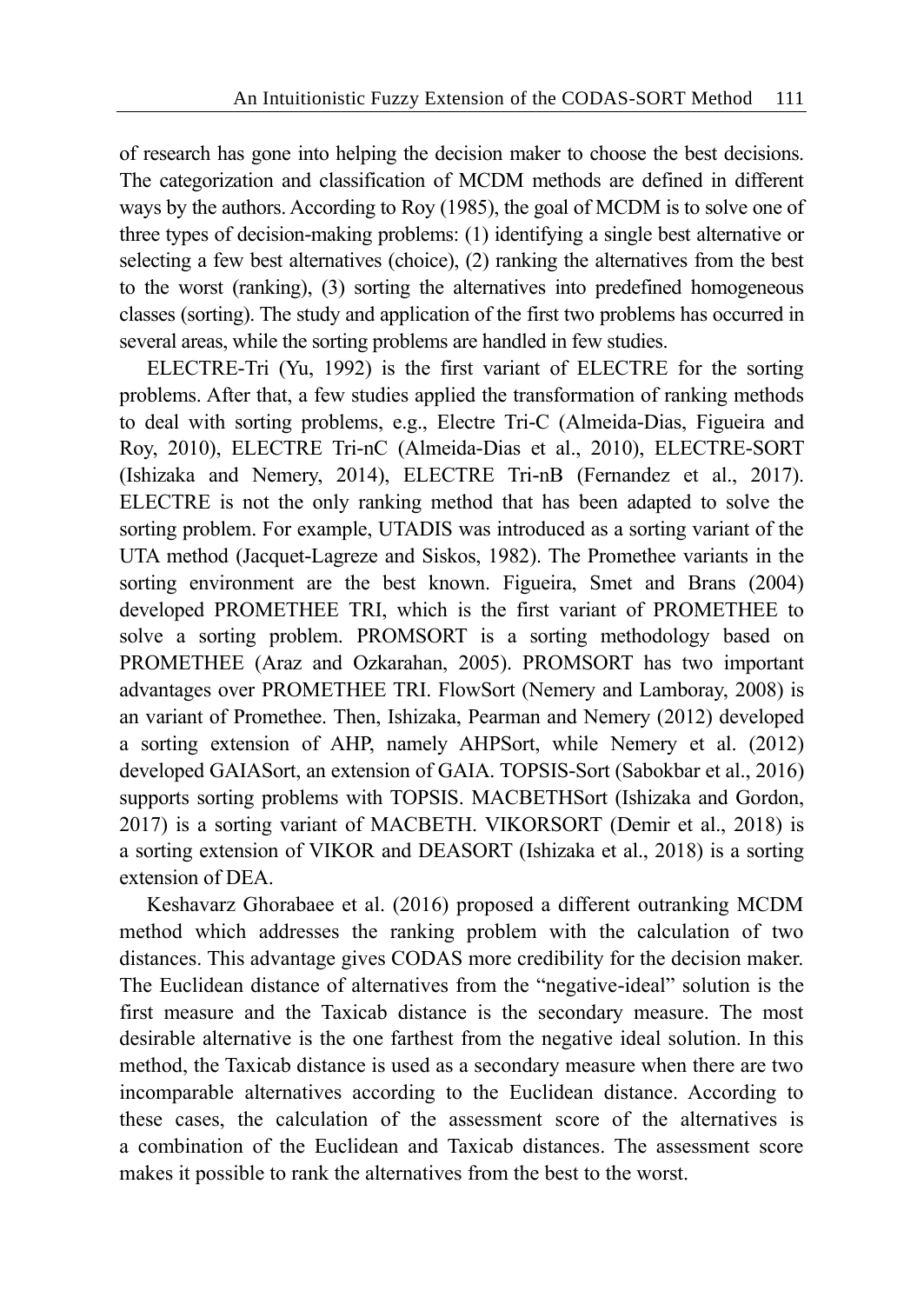of research has gone into helping the decision maker to choose the best decisions. The categorization and classification of MCDM methods are defined in different ways by the authors. According to Roy (1985), the goal of MCDM is to solve one of three types of decision-making problems: (1) identifying a single best alternative or selecting a few best alternatives (choice), (2) ranking the alternatives from the best to the worst (ranking), (3) sorting the alternatives into predefined homogeneous classes (sorting). The study and application of the first two problems has occurred in several areas, while the sorting problems are handled in few studies.

ELECTRE-Tri (Yu, 1992) is the first variant of ELECTRE for the sorting problems. After that, a few studies applied the transformation of ranking methods to deal with sorting problems, e.g., Electre Tri-C (Almeida-Dias, Figueira and Roy, 2010), ELECTRE Tri-nC (Almeida-Dias et al., 2010), ELECTRE-SORT (Ishizaka and Nemery, 2014), ELECTRE Tri-nB (Fernandez et al., 2017). ELECTRE is not the only ranking method that has been adapted to solve the sorting problem. For example, UTADIS was introduced as a sorting variant of the UTA method (Jacquet-Lagreze and Siskos, 1982). The Promethee variants in the sorting environment are the best known. Figueira, Smet and Brans (2004) developed PROMETHEE TRI, which is the first variant of PROMETHEE to solve a sorting problem. PROMSORT is a sorting methodology based on PROMETHEE (Araz and Ozkarahan, 2005). PROMSORT has two important advantages over PROMETHEE TRI. FlowSort (Nemery and Lamboray, 2008) is an variant of Promethee. Then, Ishizaka, Pearman and Nemery (2012) developed a sorting extension of AHP, namely AHPSort, while Nemery et al. (2012) developed GAIASort, an extension of GAIA. TOPSIS-Sort (Sabokbar et al., 2016) supports sorting problems with TOPSIS. MACBETHSort (Ishizaka and Gordon, 2017) is a sorting variant of MACBETH. VIKORSORT (Demir et al., 2018) is a sorting extension of VIKOR and DEASORT (Ishizaka et al., 2018) is a sorting extension of DEA.

Keshavarz Ghorabaee et al. (2016) proposed a different outranking MCDM method which addresses the ranking problem with the calculation of two distances. This advantage gives CODAS more credibility for the decision maker. The Euclidean distance of alternatives from the "negative-ideal" solution is the first measure and the Taxicab distance is the secondary measure. The most desirable alternative is the one farthest from the negative ideal solution. In this method, the Taxicab distance is used as a secondary measure when there are two incomparable alternatives according to the Euclidean distance. According to these cases, the calculation of the assessment score of the alternatives is a combination of the Euclidean and Taxicab distances. The assessment score makes it possible to rank the alternatives from the best to the worst.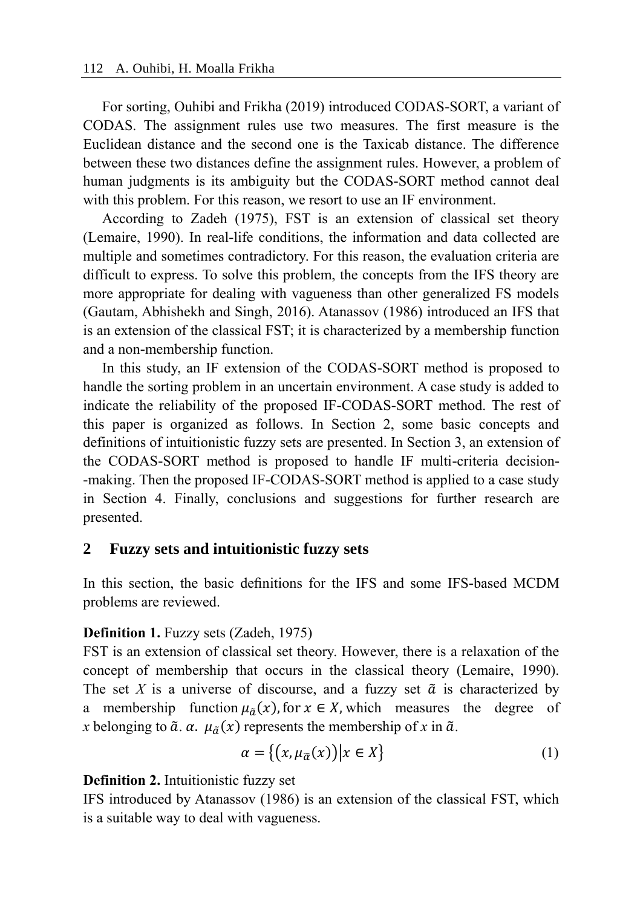For sorting, Ouhibi and Frikha (2019) introduced CODAS-SORT, a variant of CODAS. The assignment rules use two measures. The first measure is the Euclidean distance and the second one is the Taxicab distance. The difference between these two distances define the assignment rules. However, a problem of human judgments is its ambiguity but the CODAS-SORT method cannot deal with this problem. For this reason, we resort to use an IF environment.

According to Zadeh (1975), FST is an extension of classical set theory (Lemaire, 1990). In real-life conditions, the information and data collected are multiple and sometimes contradictory. For this reason, the evaluation criteria are difficult to express. To solve this problem, the concepts from the IFS theory are more appropriate for dealing with vagueness than other generalized FS models (Gautam, Abhishekh and Singh, 2016). Atanassov (1986) introduced an IFS that is an extension of the classical FST; it is characterized by a membership function and a non-membership function.

In this study, an IF extension of the CODAS-SORT method is proposed to handle the sorting problem in an uncertain environment. A case study is added to indicate the reliability of the proposed IF-CODAS-SORT method. The rest of this paper is organized as follows. In Section 2, some basic concepts and definitions of intuitionistic fuzzy sets are presented. In Section 3, an extension of the CODAS-SORT method is proposed to handle IF multi-criteria decision--making. Then the proposed IF-CODAS-SORT method is applied to a case study in Section 4. Finally, conclusions and suggestions for further research are presented.

## 2 Fuzzy sets and intuitionistic fuzzy sets

In this section, the basic definitions for the IFS and some IFS-based MCDM problems are reviewed.

**Definition 1.** Fuzzy sets (Zadeh, 1975)
FST is an extension of classical set theory. However, there is a relaxation of the concept of membership that occurs in the classical theory (Lemaire, 1990). The set $X$ is a universe of discourse, and a fuzzy set $\tilde{\alpha}$ is characterized by a membership function $\mu_{\tilde{\alpha}}(x)$, for $x \in X$, which measures the degree of $x$ belonging to $\tilde{\alpha}$. $\alpha$. $\mu_{\tilde{\alpha}}(x)$ represents the membership of $x$ in $\tilde{\alpha}$.

$$\alpha = \{(x, \mu_{\tilde{\alpha}}(x)) | x \in X\} \tag{1}$$

**Definition 2.** Intuitionistic fuzzy set
IFS introduced by Atanassov (1986) is an extension of the classical FST, which is a suitable way to deal with vagueness.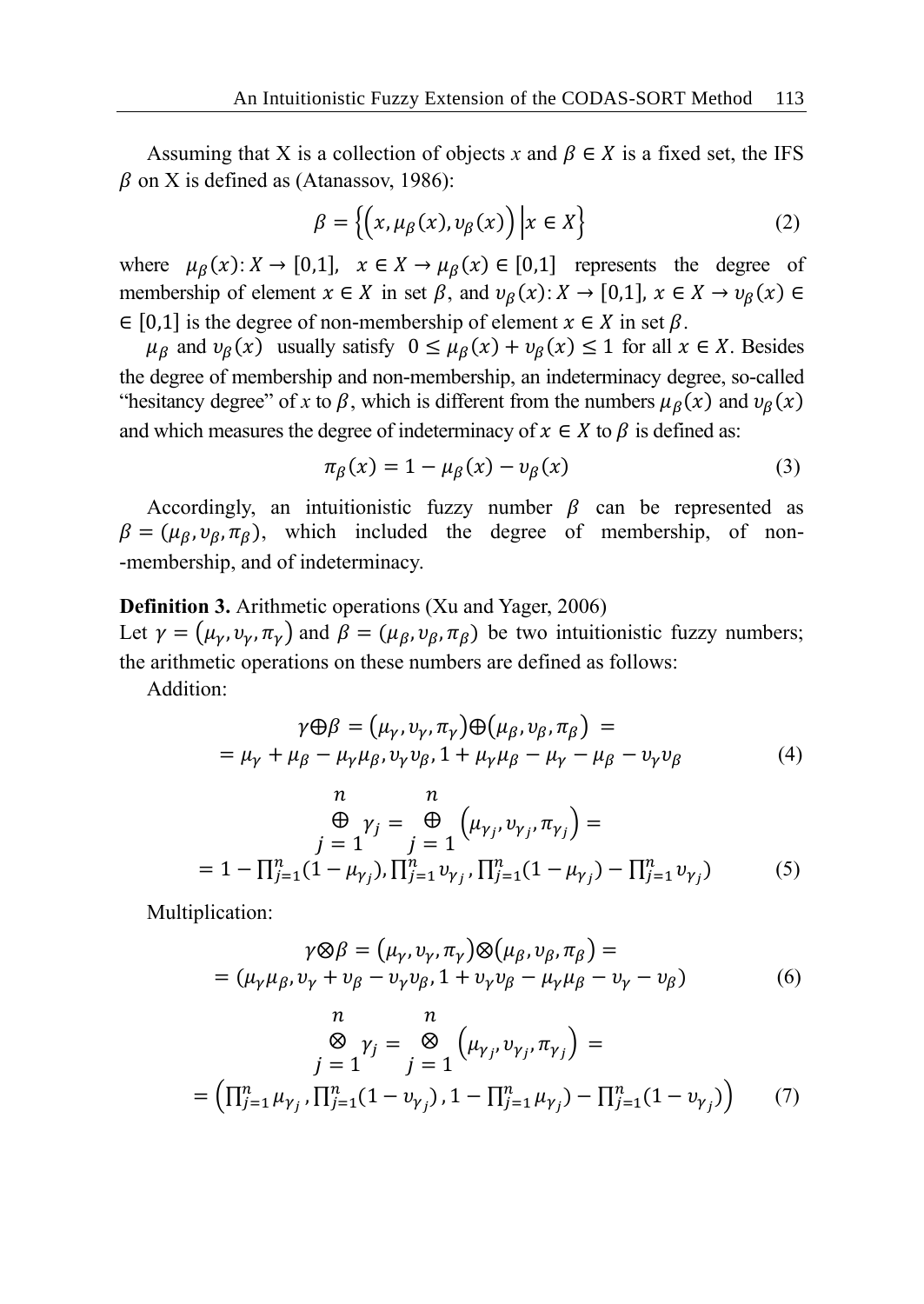Assuming that X is a collection of objects $x$ and $\beta \in X$ is a fixed set, the IFS $\beta$ on X is defined as (Atanassov, 1986):

$$\beta = \left\{ \left( x, \mu_\beta(x), \upsilon_\beta(x) \right) \middle| x \in X \right\} \tag{2}$$

where $\mu_\beta(x): X \to [0,1]$, $x \in X \to \mu_\beta(x) \in [0,1]$ represents the degree of membership of element $x \in X$ in set $\beta$, and $\upsilon_\beta(x): X \to [0,1]$, $x \in X \to \upsilon_\beta(x) \in$ $\in [0,1]$ is the degree of non-membership of element $x \in X$ in set $\beta$.

$\mu_\beta$ and $\upsilon_\beta(x)$ usually satisfy $0 \le \mu_\beta(x) + \upsilon_\beta(x) \le 1$ for all $x \in X$. Besides the degree of membership and non-membership, an indeterminacy degree, so-called "hesitancy degree" of $x$ to $\beta$, which is different from the numbers $\mu_\beta(x)$ and $\upsilon_\beta(x)$ and which measures the degree of indeterminacy of $x \in X$ to $\beta$ is defined as:

$$\pi_\beta(x) = 1 - \mu_\beta(x) - \upsilon_\beta(x) \tag{3}$$

Accordingly, an intuitionistic fuzzy number $\beta$ can be represented as $\beta = (\mu_\beta, \upsilon_\beta, \pi_\beta)$, which included the degree of membership, of non--membership, and of indeterminacy.

**Definition 3.** Arithmetic operations (Xu and Yager, 2006)
Let $\gamma = (\mu_\gamma, \upsilon_\gamma, \pi_\gamma)$ and $\beta = (\mu_\beta, \upsilon_\beta, \pi_\beta)$ be two intuitionistic fuzzy numbers; the arithmetic operations on these numbers are defined as follows:

Addition:

$$\begin{gathered} \gamma \oplus \beta = (\mu_\gamma, \upsilon_\gamma, \pi_\gamma) \oplus (\mu_\beta, \upsilon_\beta, \pi_\beta) = \\ = \mu_\gamma + \mu_\beta - \mu_\gamma \mu_\beta, \upsilon_\gamma \upsilon_\beta, 1 + \mu_\gamma \mu_\beta - \mu_\gamma - \mu_\beta - \upsilon_\gamma \upsilon_\beta \end{gathered} \tag{4}$$

$$\begin{gathered} \underset{j=1}{\overset{n}{\oplus}} \gamma_j = \underset{j=1}{\overset{n}{\oplus}} \left( \mu_{\gamma_j}, \upsilon_{\gamma_j}, \pi_{\gamma_j} \right) = \\ = 1 - \prod_{j=1}^{n} (1 - \mu_{\gamma_j}), \prod_{j=1}^{n} \upsilon_{\gamma_j}, \prod_{j=1}^{n} (1 - \mu_{\gamma_j}) - \prod_{j=1}^{n} \upsilon_{\gamma_j}) \end{gathered} \tag{5}$$

Multiplication:

$$\begin{gathered} \gamma \otimes \beta = (\mu_\gamma, \upsilon_\gamma, \pi_\gamma) \otimes (\mu_\beta, \upsilon_\beta, \pi_\beta) = \\ = (\mu_\gamma \mu_\beta, \upsilon_\gamma + \upsilon_\beta - \upsilon_\gamma \upsilon_\beta, 1 + \upsilon_\gamma \upsilon_\beta - \mu_\gamma \mu_\beta - \upsilon_\gamma - \upsilon_\beta) \end{gathered} \tag{6}$$

$$\begin{gathered} \underset{j=1}{\overset{n}{\otimes}} \gamma_j = \underset{j=1}{\overset{n}{\otimes}} \left( \mu_{\gamma_j}, \upsilon_{\gamma_j}, \pi_{\gamma_j} \right) = \\ = \left( \prod_{j=1}^{n} \mu_{\gamma_j}, \prod_{j=1}^{n} (1 - \upsilon_{\gamma_j}), 1 - \prod_{j=1}^{n} \mu_{\gamma_j}) - \prod_{j=1}^{n} (1 - \upsilon_{\gamma_j}) \right) \end{gathered} \tag{7}$$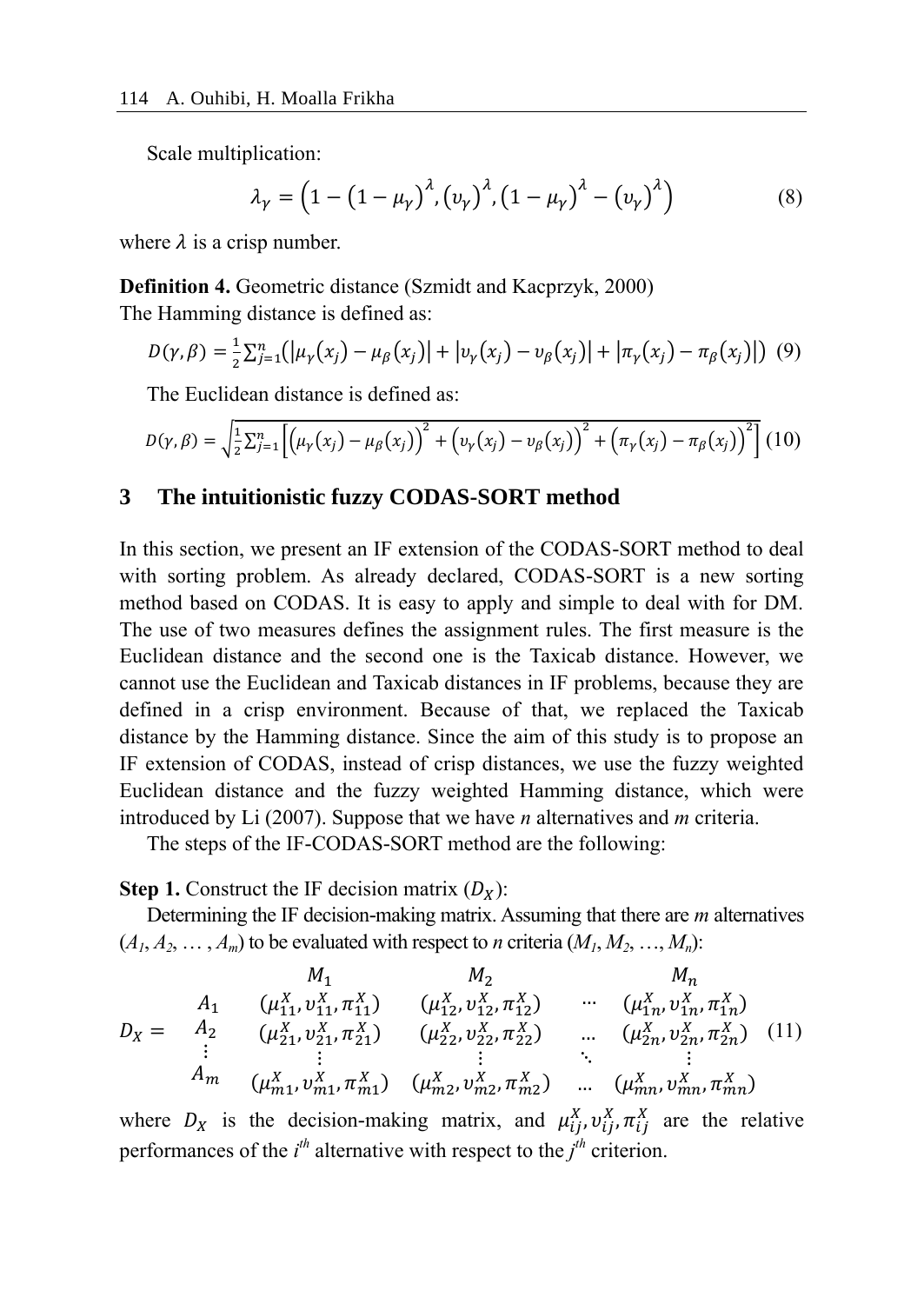Scale multiplication:

$$\lambda_\gamma = \left(1-\left(1-\mu_\gamma\right)^\lambda, \left(\upsilon_\gamma\right)^\lambda, \left(1-\mu_\gamma\right)^\lambda - \left(\upsilon_\gamma\right)^\lambda\right) \tag{8}$$

where $\lambda$ is a crisp number.

**Definition 4.** Geometric distance (Szmidt and Kacprzyk, 2000)
The Hamming distance is defined as:

$$D(\gamma,\beta) = \frac{1}{2}\sum_{j=1}^{n}\left(\left|\mu_\gamma(x_j)-\mu_\beta(x_j)\right| + \left|\upsilon_\gamma(x_j)-\upsilon_\beta(x_j)\right| + \left|\pi_\gamma(x_j)-\pi_\beta(x_j)\right|\right) \tag{9}$$

The Euclidean distance is defined as:

$$D(\gamma,\beta) = \sqrt{\frac{1}{2}\sum_{j=1}^{n}\left[\left(\mu_\gamma(x_j)-\mu_\beta(x_j)\right)^2 + \left(\upsilon_\gamma(x_j)-\upsilon_\beta(x_j)\right)^2 + \left(\pi_\gamma(x_j)-\pi_\beta(x_j)\right)^2\right]} \tag{10}$$

## 3 The intuitionistic fuzzy CODAS-SORT method

In this section, we present an IF extension of the CODAS-SORT method to deal with sorting problem. As already declared, CODAS-SORT is a new sorting method based on CODAS. It is easy to apply and simple to deal with for DM. The use of two measures defines the assignment rules. The first measure is the Euclidean distance and the second one is the Taxicab distance. However, we cannot use the Euclidean and Taxicab distances in IF problems, because they are defined in a crisp environment. Because of that, we replaced the Taxicab distance by the Hamming distance. Since the aim of this study is to propose an IF extension of CODAS, instead of crisp distances, we use the fuzzy weighted Euclidean distance and the fuzzy weighted Hamming distance, which were introduced by Li (2007). Suppose that we have *n* alternatives and *m* criteria.

The steps of the IF-CODAS-SORT method are the following:

**Step 1.** Construct the IF decision matrix ($D_X$):

Determining the IF decision-making matrix. Assuming that there are *m* alternatives ($A_1, A_2, \ldots, A_m$) to be evaluated with respect to *n* criteria ($M_1, M_2, \ldots, M_n$):

$$D_X = \begin{array}{c} \\ A_1 \\ A_2 \\ \vdots \\ A_m \end{array}\begin{array}{cccc} M_1 & M_2 & & M_n \\ (\mu_{11}^X, \upsilon_{11}^X, \pi_{11}^X) & (\mu_{12}^X, \upsilon_{12}^X, \pi_{12}^X) & \cdots & (\mu_{1n}^X, \upsilon_{1n}^X, \pi_{1n}^X) \\ (\mu_{21}^X, \upsilon_{21}^X, \pi_{21}^X) & (\mu_{22}^X, \upsilon_{22}^X, \pi_{22}^X) & \ldots & (\mu_{2n}^X, \upsilon_{2n}^X, \pi_{2n}^X) \\ \vdots & \vdots & \ddots & \vdots \\ (\mu_{m1}^X, \upsilon_{m1}^X, \pi_{m1}^X) & (\mu_{m2}^X, \upsilon_{m2}^X, \pi_{m2}^X) & \ldots & (\mu_{mn}^X, \upsilon_{mn}^X, \pi_{mn}^X) \end{array} \tag{11}$$

where $D_X$ is the decision-making matrix, and $\mu_{ij}^X, \upsilon_{ij}^X, \pi_{ij}^X$ are the relative performances of the $i^{th}$ alternative with respect to the $j^{th}$ criterion.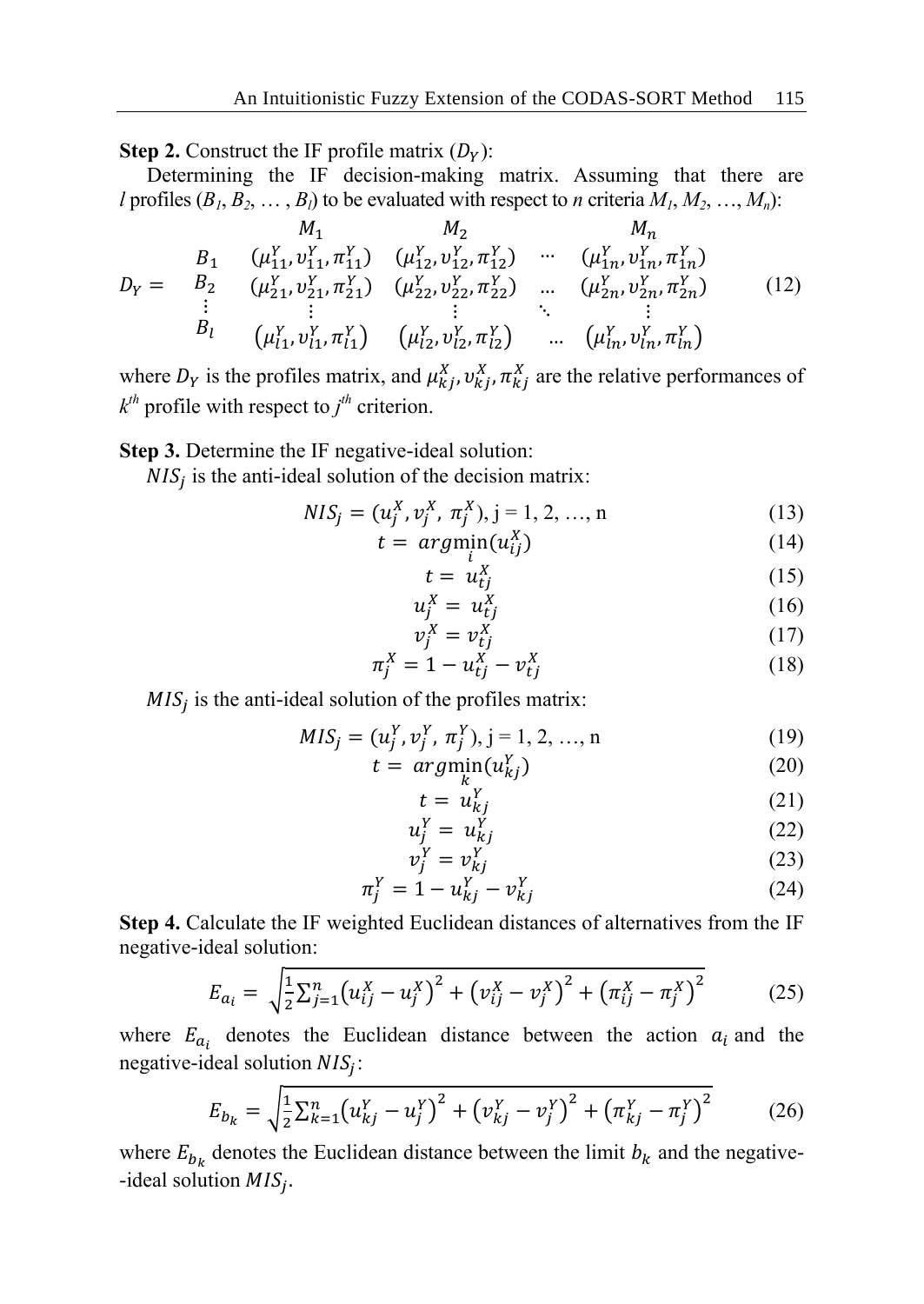**Step 2.** Construct the IF profile matrix ($D_Y$):

Determining the IF decision-making matrix. Assuming that there are $l$ profiles ($B_1, B_2, \dots, B_l$) to be evaluated with respect to $n$ criteria $M_1, M_2, \dots, M_n$):

$$D_Y = \begin{array}{c} \\ B_1 \\ B_2 \\ \vdots \\ B_l \end{array} \begin{array}{cccc} M_1 & M_2 & & M_n \\ (\mu_{11}^Y, \upsilon_{11}^Y, \pi_{11}^Y) & (\mu_{12}^Y, \upsilon_{12}^Y, \pi_{12}^Y) & \cdots & (\mu_{1n}^Y, \upsilon_{1n}^Y, \pi_{1n}^Y) \\ (\mu_{21}^Y, \upsilon_{21}^Y, \pi_{21}^Y) & (\mu_{22}^Y, \upsilon_{22}^Y, \pi_{22}^Y) & \dots & (\mu_{2n}^Y, \upsilon_{2n}^Y, \pi_{2n}^Y) \\ \vdots & \vdots & \ddots & \vdots \\ (\mu_{l1}^Y, \upsilon_{l1}^Y, \pi_{l1}^Y) & (\mu_{l2}^Y, \upsilon_{l2}^Y, \pi_{l2}^Y) & \dots & (\mu_{ln}^Y, \upsilon_{ln}^Y, \pi_{ln}^Y) \end{array} \tag{12}$$

where $D_Y$ is the profiles matrix, and $\mu_{kj}^X, \upsilon_{kj}^X, \pi_{kj}^X$ are the relative performances of $k^{th}$ profile with respect to $j^{th}$ criterion.

**Step 3.** Determine the IF negative-ideal solution:

$NIS_j$ is the anti-ideal solution of the decision matrix:

$$NIS_j = (u_j^X, v_j^X, \pi_j^X), \text{ j} = 1, 2, \dots, \text{n} \tag{13}$$

$$t = arg\min_i(u_{ij}^X) \tag{14}$$

$$t = u_{tj}^X \tag{15}$$

$$u_j^X = u_{tj}^X \tag{16}$$

$$v_j^X = v_{tj}^X \tag{17}$$

$$\pi_j^X = 1 - u_{tj}^X - v_{tj}^X \tag{18}$$

$MIS_j$ is the anti-ideal solution of the profiles matrix:

$$MIS_j = (u_j^Y, v_j^Y, \pi_j^Y), \text{ j} = 1, 2, \dots, \text{n} \tag{19}$$

$$t = arg\min_k(u_{kj}^Y) \tag{20}$$

$$t = u_{kj}^Y \tag{21}$$

$$u_j^Y = u_{kj}^Y \tag{22}$$

$$v_j^Y = v_{kj}^Y \tag{23}$$

$$\pi_j^Y = 1 - u_{kj}^Y - v_{kj}^Y \tag{24}$$

**Step 4.** Calculate the IF weighted Euclidean distances of alternatives from the IF negative-ideal solution:

$$E_{a_i} = \sqrt{\frac{1}{2}\sum_{j=1}^{n}\left(u_{ij}^X - u_j^X\right)^2 + \left(v_{ij}^X - v_j^X\right)^2 + \left(\pi_{ij}^X - \pi_j^X\right)^2} \tag{25}$$

where $E_{a_i}$ denotes the Euclidean distance between the action $a_i$ and the negative-ideal solution $NIS_j$:

$$E_{b_k} = \sqrt{\frac{1}{2}\sum_{k=1}^{n}\left(u_{kj}^Y - u_j^Y\right)^2 + \left(v_{kj}^Y - v_j^Y\right)^2 + \left(\pi_{kj}^Y - \pi_j^Y\right)^2} \tag{26}$$

where $E_{b_k}$ denotes the Euclidean distance between the limit $b_k$ and the negative--ideal solution $MIS_j$.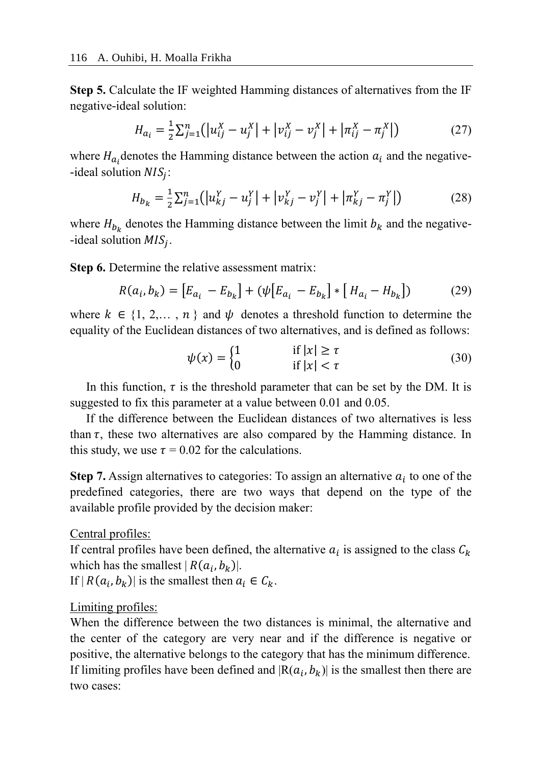**Step 5.** Calculate the IF weighted Hamming distances of alternatives from the IF negative-ideal solution:

$$H_{a_i} = \frac{1}{2}\sum_{j=1}^{n}\left(\left|u_{ij}^{X} - u_{j}^{X}\right| + \left|v_{ij}^{X} - v_{j}^{X}\right| + \left|\pi_{ij}^{X} - \pi_{j}^{X}\right|\right) \tag{27}$$

where $H_{a_i}$ denotes the Hamming distance between the action $a_i$ and the negative--ideal solution $NIS_j$:

$$H_{b_k} = \frac{1}{2}\sum_{j=1}^{n}\left(\left|u_{kj}^{Y} - u_{j}^{Y}\right| + \left|v_{kj}^{Y} - v_{j}^{Y}\right| + \left|\pi_{kj}^{Y} - \pi_{j}^{Y}\right|\right) \tag{28}$$

where $H_{b_k}$ denotes the Hamming distance between the limit $b_k$ and the negative--ideal solution $MIS_j$.

**Step 6.** Determine the relative assessment matrix:

$$R(a_i, b_k) = \left[E_{a_i} - E_{b_k}\right] + \left(\psi\left[E_{a_i} - E_{b_k}\right] * \left[\, H_{a_i} - H_{b_k}\right]\right) \tag{29}$$

where $k \in \{1, 2, \ldots, n\}$ and $\psi$ denotes a threshold function to determine the equality of the Euclidean distances of two alternatives, and is defined as follows:

$$\psi(x) = \begin{cases} 1 & \text{if } |x| \geq \tau \\ 0 & \text{if } |x| < \tau \end{cases} \tag{30}$$

In this function, $\tau$ is the threshold parameter that can be set by the DM. It is suggested to fix this parameter at a value between 0.01 and 0.05.

If the difference between the Euclidean distances of two alternatives is less than $\tau$, these two alternatives are also compared by the Hamming distance. In this study, we use $\tau = 0.02$ for the calculations.

**Step 7.** Assign alternatives to categories: To assign an alternative $a_i$ to one of the predefined categories, there are two ways that depend on the type of the available profile provided by the decision maker:

Central profiles:
If central profiles have been defined, the alternative $a_i$ is assigned to the class $C_k$ which has the smallest $|\, R(a_i, b_k)|$.
If $|\, R(a_i, b_k)|$ is the smallest then $a_i \in C_k$.

Limiting profiles:
When the difference between the two distances is minimal, the alternative and the center of the category are very near and if the difference is negative or positive, the alternative belongs to the category that has the minimum difference. If limiting profiles have been defined and $|\mathrm{R}(a_i, b_k)|$ is the smallest then there are two cases: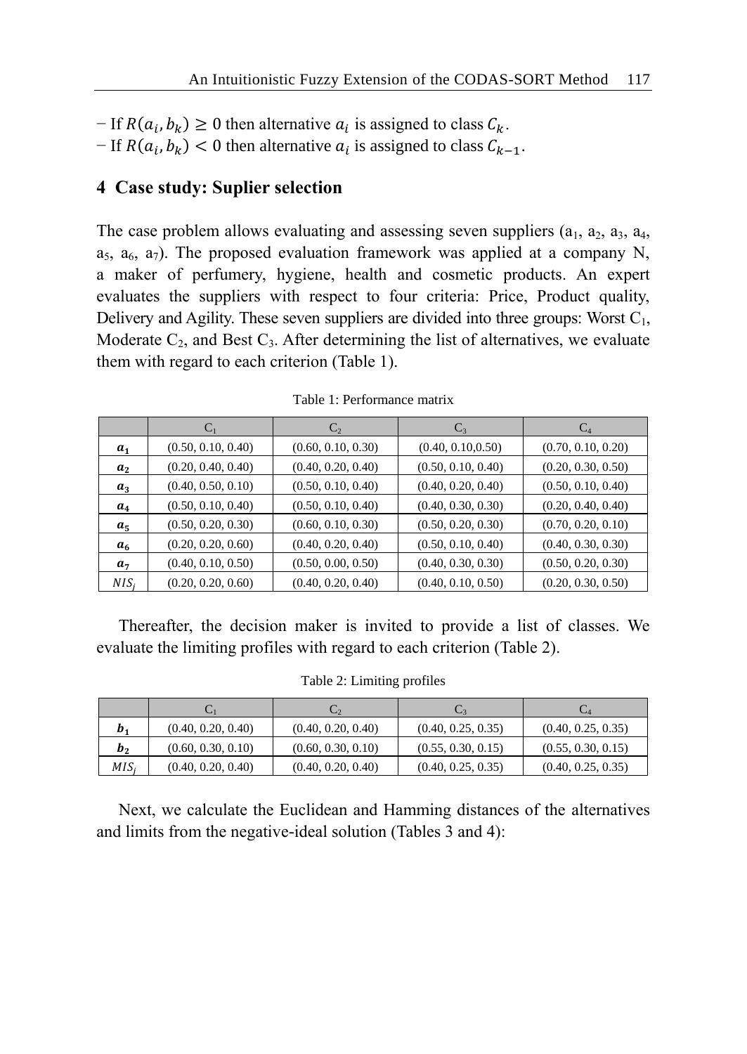− If $R(a_i, b_k) \geq 0$ then alternative $a_i$ is assigned to class $C_k$.
− If $R(a_i, b_k) < 0$ then alternative $a_i$ is assigned to class $C_{k-1}$.

## 4 Case study: Suplier selection

The case problem allows evaluating and assessing seven suppliers ($a_1$, $a_2$, $a_3$, $a_4$, $a_5$, $a_6$, $a_7$). The proposed evaluation framework was applied at a company N, a maker of perfumery, hygiene, health and cosmetic products. An expert evaluates the suppliers with respect to four criteria: Price, Product quality, Delivery and Agility. These seven suppliers are divided into three groups: Worst $C_1$, Moderate $C_2$, and Best $C_3$. After determining the list of alternatives, we evaluate them with regard to each criterion (Table 1).

Table 1: Performance matrix

| | $C_1$ | $C_2$ | $C_3$ | $C_4$ |
|---|---|---|---|---|
| $a_1$ | (0.50, 0.10, 0.40) | (0.60, 0.10, 0.30) | (0.40, 0.10,0.50) | (0.70, 0.10, 0.20) |
| $a_2$ | (0.20, 0.40, 0.40) | (0.40, 0.20, 0.40) | (0.50, 0.10, 0.40) | (0.20, 0.30, 0.50) |
| $a_3$ | (0.40, 0.50, 0.10) | (0.50, 0.10, 0.40) | (0.40, 0.20, 0.40) | (0.50, 0.10, 0.40) |
| $a_4$ | (0.50, 0.10, 0.40) | (0.50, 0.10, 0.40) | (0.40, 0.30, 0.30) | (0.20, 0.40, 0.40) |
| $a_5$ | (0.50, 0.20, 0.30) | (0.60, 0.10, 0.30) | (0.50, 0.20, 0.30) | (0.70, 0.20, 0.10) |
| $a_6$ | (0.20, 0.20, 0.60) | (0.40, 0.20, 0.40) | (0.50, 0.10, 0.40) | (0.40, 0.30, 0.30) |
| $a_7$ | (0.40, 0.10, 0.50) | (0.50, 0.00, 0.50) | (0.40, 0.30, 0.30) | (0.50, 0.20, 0.30) |
| $NIS_j$ | (0.20, 0.20, 0.60) | (0.40, 0.20, 0.40) | (0.40, 0.10, 0.50) | (0.20, 0.30, 0.50) |

Thereafter, the decision maker is invited to provide a list of classes. We evaluate the limiting profiles with regard to each criterion (Table 2).

Table 2: Limiting profiles

| | $C_1$ | $C_2$ | $C_3$ | $C_4$ |
|---|---|---|---|---|
| $b_1$ | (0.40, 0.20, 0.40) | (0.40, 0.20, 0.40) | (0.40, 0.25, 0.35) | (0.40, 0.25, 0.35) |
| $b_2$ | (0.60, 0.30, 0.10) | (0.60, 0.30, 0.10) | (0.55, 0.30, 0.15) | (0.55, 0.30, 0.15) |
| $MIS_j$ | (0.40, 0.20, 0.40) | (0.40, 0.20, 0.40) | (0.40, 0.25, 0.35) | (0.40, 0.25, 0.35) |

Next, we calculate the Euclidean and Hamming distances of the alternatives and limits from the negative-ideal solution (Tables 3 and 4):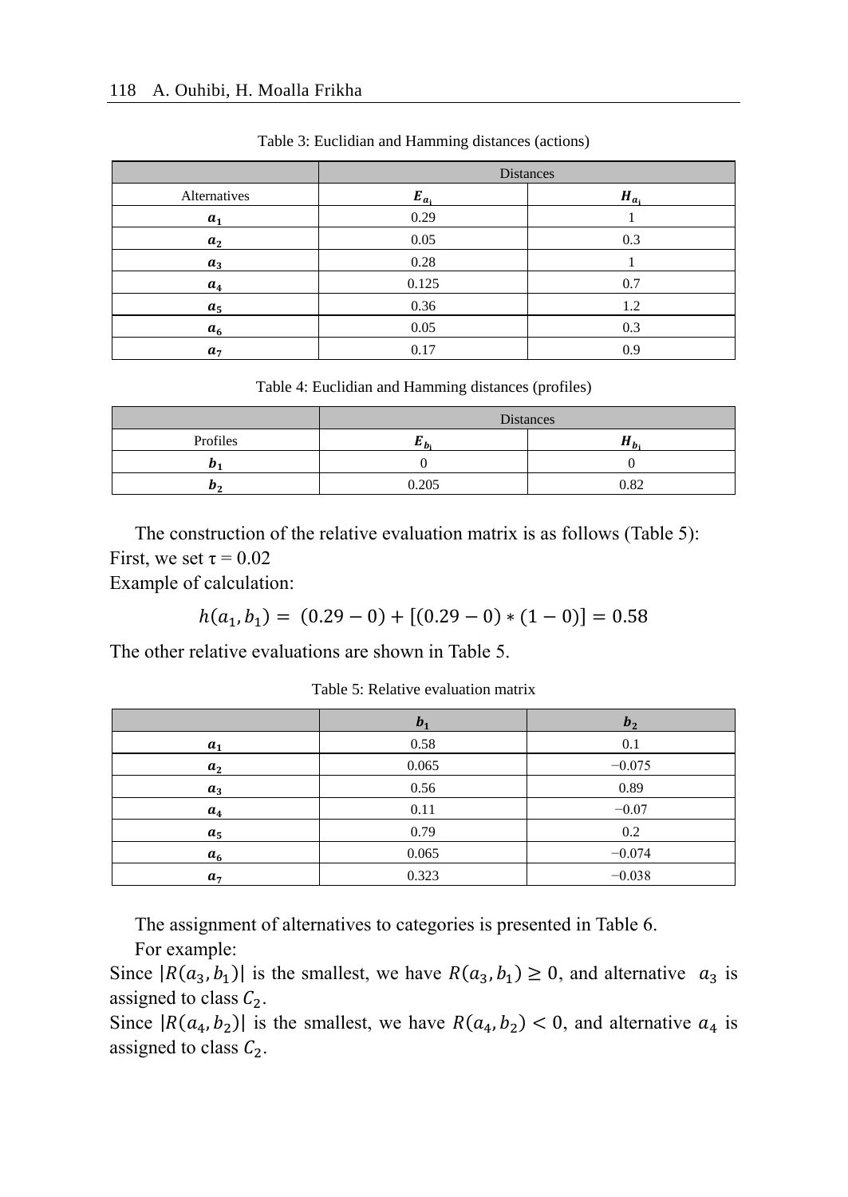Table 3: Euclidian and Hamming distances (actions)

| | Distances | |
|---|---|---|
| Alternatives | $E_{a_i}$ | $H_{a_i}$ |
| $a_1$ | 0.29 | 1 |
| $a_2$ | 0.05 | 0.3 |
| $a_3$ | 0.28 | 1 |
| $a_4$ | 0.125 | 0.7 |
| $a_5$ | 0.36 | 1.2 |
| $a_6$ | 0.05 | 0.3 |
| $a_7$ | 0.17 | 0.9 |

Table 4: Euclidian and Hamming distances (profiles)

| | Distances | |
|---|---|---|
| Profiles | $E_{b_i}$ | $H_{b_i}$ |
| $b_1$ | 0 | 0 |
| $b_2$ | 0.205 | 0.82 |

The construction of the relative evaluation matrix is as follows (Table 5):
First, we set τ = 0.02
Example of calculation:

$$h(a_1, b_1) = (0.29 - 0) + [(0.29 - 0) * (1 - 0)] = 0.58$$

The other relative evaluations are shown in Table 5.

Table 5: Relative evaluation matrix

| | $b_1$ | $b_2$ |
|---|---|---|
| $a_1$ | 0.58 | 0.1 |
| $a_2$ | 0.065 | −0.075 |
| $a_3$ | 0.56 | 0.89 |
| $a_4$ | 0.11 | −0.07 |
| $a_5$ | 0.79 | 0.2 |
| $a_6$ | 0.065 | −0.074 |
| $a_7$ | 0.323 | −0.038 |

The assignment of alternatives to categories is presented in Table 6.

For example:
Since $|R(a_3, b_1)|$ is the smallest, we have $R(a_3, b_1) \geq 0$, and alternative $a_3$ is assigned to class $C_2$.
Since $|R(a_4, b_2)|$ is the smallest, we have $R(a_4, b_2) < 0$, and alternative $a_4$ is assigned to class $C_2$.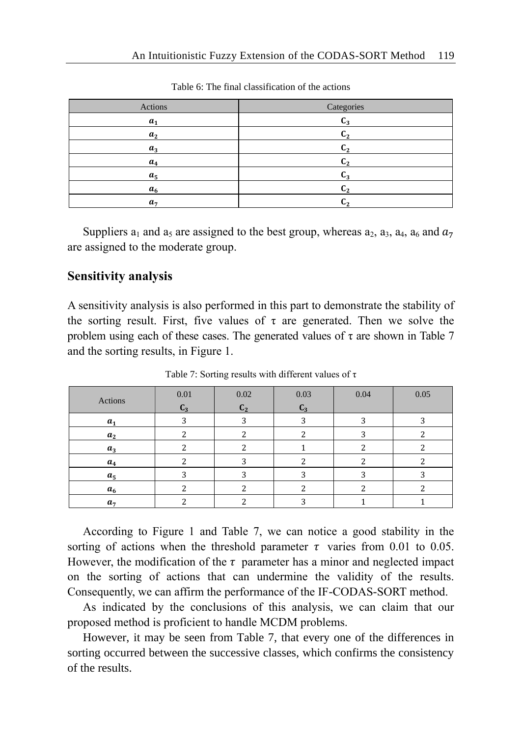Table 6: The final classification of the actions

| Actions | Categories |
|---|---|
| $a_1$ | $C_3$ |
| $a_2$ | $C_2$ |
| $a_3$ | $C_2$ |
| $a_4$ | $C_2$ |
| $a_5$ | $C_3$ |
| $a_6$ | $C_2$ |
| $a_7$ | $C_2$ |

Suppliers $a_1$ and $a_5$ are assigned to the best group, whereas $a_2$, $a_3$, $a_4$, $a_6$ and $a_7$ are assigned to the moderate group.

## Sensitivity analysis

A sensitivity analysis is also performed in this part to demonstrate the stability of the sorting result. First, five values of τ are generated. Then we solve the problem using each of these cases. The generated values of τ are shown in Table 7 and the sorting results, in Figure 1.

Table 7: Sorting results with different values of τ

| Actions | 0.01 $C_3$ | 0.02 $C_2$ | 0.03 $C_3$ | 0.04 | 0.05 |
|---|---|---|---|---|---|
| $a_1$ | 3 | 3 | 3 | 3 | 3 |
| $a_2$ | 2 | 2 | 2 | 3 | 2 |
| $a_3$ | 2 | 2 | 1 | 2 | 2 |
| $a_4$ | 2 | 3 | 2 | 2 | 2 |
| $a_5$ | 3 | 3 | 3 | 3 | 3 |
| $a_6$ | 2 | 2 | 2 | 2 | 2 |
| $a_7$ | 2 | 2 | 3 | 1 | 1 |

According to Figure 1 and Table 7, we can notice a good stability in the sorting of actions when the threshold parameter $\tau$ varies from 0.01 to 0.05. However, the modification of the $\tau$ parameter has a minor and neglected impact on the sorting of actions that can undermine the validity of the results. Consequently, we can affirm the performance of the IF-CODAS-SORT method.

As indicated by the conclusions of this analysis, we can claim that our proposed method is proficient to handle MCDM problems.

However, it may be seen from Table 7, that every one of the differences in sorting occurred between the successive classes, which confirms the consistency of the results.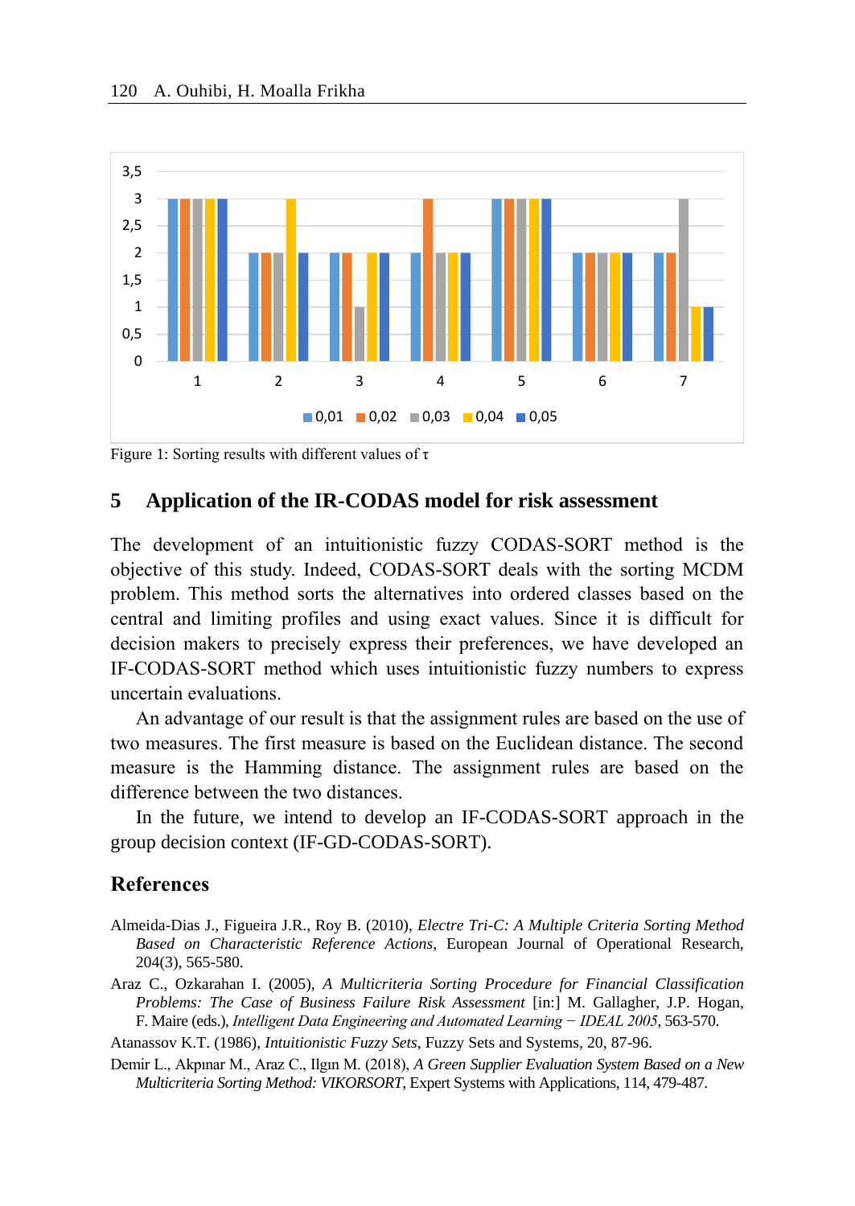Figure 1: Sorting results with different values of τ

## 5 Application of the IR-CODAS model for risk assessment

The development of an intuitionistic fuzzy CODAS-SORT method is the objective of this study. Indeed, CODAS-SORT deals with the sorting MCDM problem. This method sorts the alternatives into ordered classes based on the central and limiting profiles and using exact values. Since it is difficult for decision makers to precisely express their preferences, we have developed an IF-CODAS-SORT method which uses intuitionistic fuzzy numbers to express uncertain evaluations.

An advantage of our result is that the assignment rules are based on the use of two measures. The first measure is based on the Euclidean distance. The second measure is the Hamming distance. The assignment rules are based on the difference between the two distances.

In the future, we intend to develop an IF-CODAS-SORT approach in the group decision context (IF-GD-CODAS-SORT).

## References

Almeida-Dias J., Figueira J.R., Roy B. (2010), *Electre Tri-C: A Multiple Criteria Sorting Method Based on Characteristic Reference Actions*, European Journal of Operational Research, 204(3), 565-580.

Araz C., Ozkarahan I. (2005), *A Multicriteria Sorting Procedure for Financial Classification Problems: The Case of Business Failure Risk Assessment* [in:] M. Gallagher, J.P. Hogan, F. Maire (eds.), *Intelligent Data Engineering and Automated Learning − IDEAL 2005*, 563-570.

Atanassov K.T. (1986), *Intuitionistic Fuzzy Sets*, Fuzzy Sets and Systems, 20, 87-96.

Demir L., Akpınar M., Araz C., Ilgın M. (2018), *A Green Supplier Evaluation System Based on a New Multicriteria Sorting Method: VIKORSORT*, Expert Systems with Applications, 114, 479-487.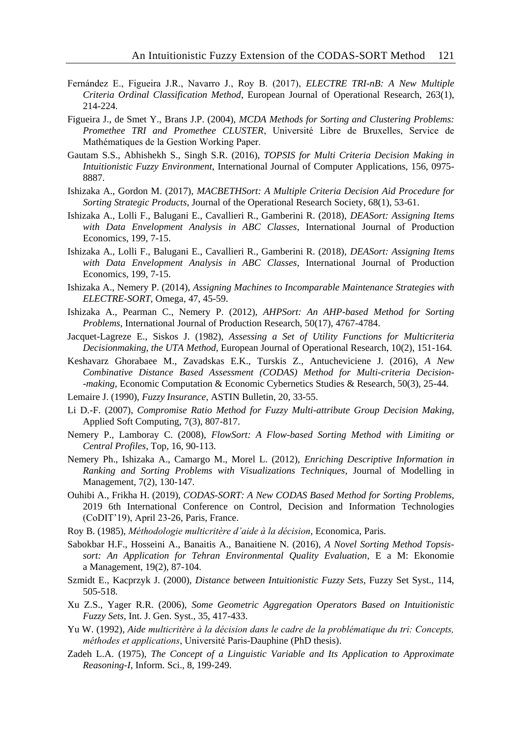Fernández E., Figueira J.R., Navarro J., Roy B. (2017), *ELECTRE TRI-nB: A New Multiple Criteria Ordinal Classification Method*, European Journal of Operational Research, 263(1), 214-224.

Figueira J., de Smet Y., Brans J.P. (2004), *MCDA Methods for Sorting and Clustering Problems: Promethee TRI and Promethee CLUSTER*, Université Libre de Bruxelles, Service de Mathématiques de la Gestion Working Paper.

Gautam S.S., Abhishekh S., Singh S.R. (2016), *TOPSIS for Multi Criteria Decision Making in Intuitionistic Fuzzy Environment*, International Journal of Computer Applications, 156, 0975-8887.

Ishizaka A., Gordon M. (2017), *MACBETHSort: A Multiple Criteria Decision Aid Procedure for Sorting Strategic Products*, Journal of the Operational Research Society, 68(1), 53-61.

Ishizaka A., Lolli F., Balugani E., Cavallieri R., Gamberini R. (2018), *DEASort: Assigning Items with Data Envelopment Analysis in ABC Classes*, International Journal of Production Economics, 199, 7-15.

Ishizaka A., Lolli F., Balugani E., Cavallieri R., Gamberini R. (2018), *DEASort: Assigning Items with Data Envelopment Analysis in ABC Classes*, International Journal of Production Economics, 199, 7-15.

Ishizaka A., Nemery P. (2014), *Assigning Machines to Incomparable Maintenance Strategies with ELECTRE-SORT*, Omega, 47, 45-59.

Ishizaka A., Pearman C., Nemery P. (2012), *AHPSort: An AHP-based Method for Sorting Problems*, International Journal of Production Research, 50(17), 4767-4784.

Jacquet-Lagreze E., Siskos J. (1982), *Assessing a Set of Utility Functions for Multicriteria Decisionmaking, the UTA Method*, European Journal of Operational Research, 10(2), 151-164.

Keshavarz Ghorabaee M., Zavadskas E.K., Turskis Z., Antucheviciene J. (2016), *A New Combinative Distance Based Assessment (CODAS) Method for Multi-criteria Decision--making*, Economic Computation & Economic Cybernetics Studies & Research, 50(3), 25-44.

Lemaire J. (1990), *Fuzzy Insurance*, ASTIN Bulletin, 20, 33-55.

Li D.-F. (2007), *Compromise Ratio Method for Fuzzy Multi-attribute Group Decision Making*, Applied Soft Computing, 7(3), 807-817.

Nemery P., Lamboray C. (2008), *FlowSort: A Flow-based Sorting Method with Limiting or Central Profiles*, Top, 16, 90-113.

Nemery Ph., Ishizaka A., Camargo M., Morel L. (2012), *Enriching Descriptive Information in Ranking and Sorting Problems with Visualizations Techniques*, Journal of Modelling in Management, 7(2), 130-147.

Ouhibi A., Frikha H. (2019), *CODAS-SORT: A New CODAS Based Method for Sorting Problems*, 2019 6th International Conference on Control, Decision and Information Technologies (CoDIT'19), April 23-26, Paris, France.

Roy B. (1985), *Méthodologie multicritère d'aide à la décision*, Economica, Paris.

Sabokbar H.F., Hosseini A., Banaitis A., Banaitiene N. (2016), *A Novel Sorting Method Topsis-sort: An Application for Tehran Environmental Quality Evaluation*, E a M: Ekonomie a Management, 19(2), 87-104.

Szmidt E., Kacprzyk J. (2000), *Distance between Intuitionistic Fuzzy Sets*, Fuzzy Set Syst., 114, 505-518.

Xu Z.S., Yager R.R. (2006), *Some Geometric Aggregation Operators Based on Intuitionistic Fuzzy Sets*, Int. J. Gen. Syst., 35, 417-433.

Yu W. (1992), *Aide multicritère à la décision dans le cadre de la problématique du tri: Concepts, méthodes et applications*, Université Paris-Dauphine (PhD thesis).

Zadeh L.A. (1975), *The Concept of a Linguistic Variable and Its Application to Approximate Reasoning-I*, Inform. Sci., 8, 199-249.